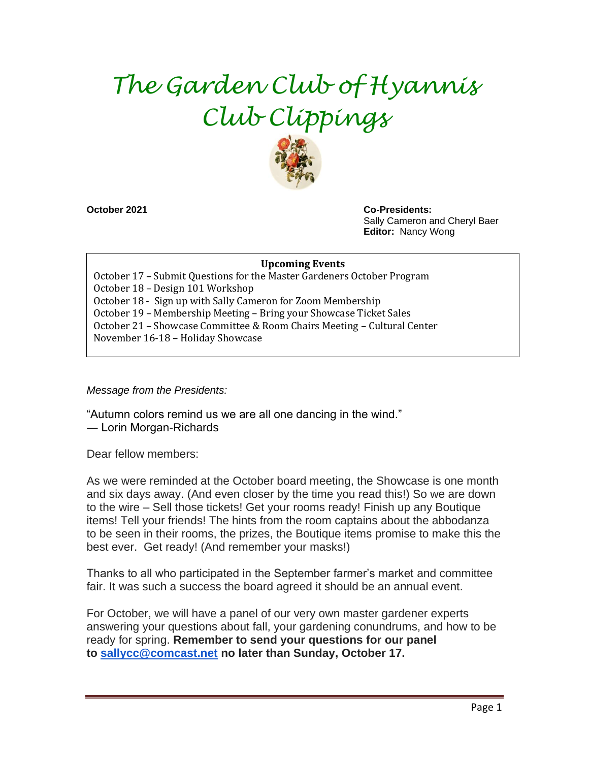# The Garden Club of Hyannis
# Club Clippings

**October 2021**

**Co-Presidents:**
Sally Cameron and Cheryl Baer
**Editor:** Nancy Wong

**Upcoming Events**

October 17 – Submit Questions for the Master Gardeners October Program
October 18 – Design 101 Workshop
October 18 - Sign up with Sally Cameron for Zoom Membership
October 19 – Membership Meeting – Bring your Showcase Ticket Sales
October 21 – Showcase Committee & Room Chairs Meeting – Cultural Center
November 16-18 – Holiday Showcase

*Message from the Presidents:*

"Autumn colors remind us we are all one dancing in the wind."
— Lorin Morgan-Richards

Dear fellow members:

As we were reminded at the October board meeting, the Showcase is one month and six days away. (And even closer by the time you read this!) So we are down to the wire – Sell those tickets! Get your rooms ready! Finish up any Boutique items! Tell your friends! The hints from the room captains about the abbodanza to be seen in their rooms, the prizes, the Boutique items promise to make this the best ever. Get ready! (And remember your masks!)

Thanks to all who participated in the September farmer's market and committee fair. It was such a success the board agreed it should be an annual event.

For October, we will have a panel of our very own master gardener experts answering your questions about fall, your gardening conundrums, and how to be ready for spring. **Remember to send your questions for our panel to [sallycc@comcast.net](mailto:sallycc@comcast.net) no later than Sunday, October 17.**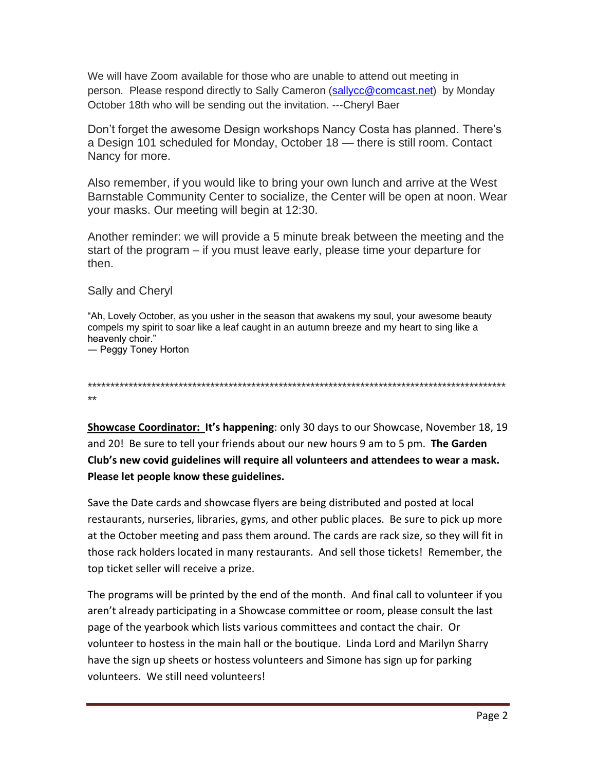We will have Zoom available for those who are unable to attend out meeting in person. Please respond directly to Sally Cameron (sallycc@comcast.net) by Monday October 18th who will be sending out the invitation. ---Cheryl Baer

Don't forget the awesome Design workshops Nancy Costa has planned. There's a Design 101 scheduled for Monday, October 18 — there is still room. Contact Nancy for more.

Also remember, if you would like to bring your own lunch and arrive at the West Barnstable Community Center to socialize, the Center will be open at noon. Wear your masks. Our meeting will begin at 12:30.

Another reminder: we will provide a 5 minute break between the meeting and the start of the program – if you must leave early, please time your departure for then.

Sally and Cheryl

"Ah, Lovely October, as you usher in the season that awakens my soul, your awesome beauty compels my spirit to soar like a leaf caught in an autumn breeze and my heart to sing like a heavenly choir."
— Peggy Toney Horton

**************************************************************************************************

**<u>Showcase Coordinator:</u> It's happening**: only 30 days to our Showcase, November 18, 19 and 20! Be sure to tell your friends about our new hours 9 am to 5 pm. **The Garden Club's new covid guidelines will require all volunteers and attendees to wear a mask. Please let people know these guidelines.**

Save the Date cards and showcase flyers are being distributed and posted at local restaurants, nurseries, libraries, gyms, and other public places. Be sure to pick up more at the October meeting and pass them around. The cards are rack size, so they will fit in those rack holders located in many restaurants. And sell those tickets! Remember, the top ticket seller will receive a prize.

The programs will be printed by the end of the month. And final call to volunteer if you aren't already participating in a Showcase committee or room, please consult the last page of the yearbook which lists various committees and contact the chair. Or volunteer to hostess in the main hall or the boutique. Linda Lord and Marilyn Sharry have the sign up sheets or hostess volunteers and Simone has sign up for parking volunteers. We still need volunteers!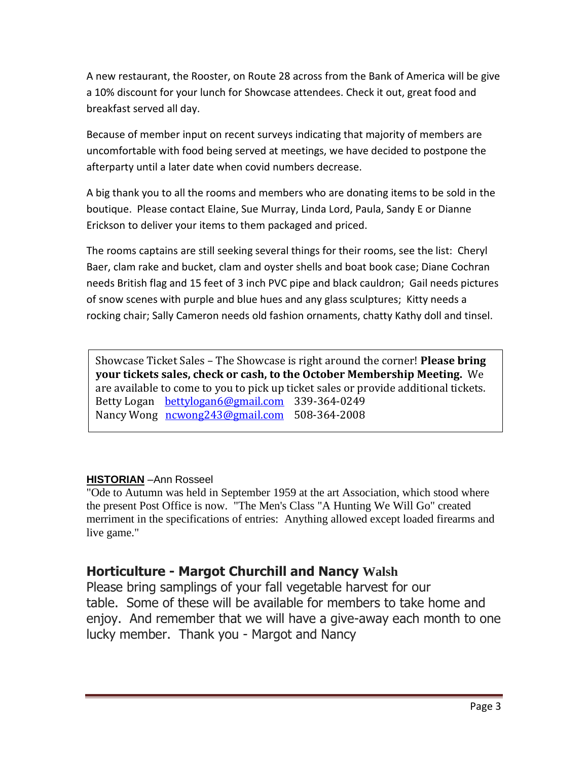A new restaurant, the Rooster, on Route 28 across from the Bank of America will be give a 10% discount for your lunch for Showcase attendees. Check it out, great food and breakfast served all day.

Because of member input on recent surveys indicating that majority of members are uncomfortable with food being served at meetings, we have decided to postpone the afterparty until a later date when covid numbers decrease.

A big thank you to all the rooms and members who are donating items to be sold in the boutique. Please contact Elaine, Sue Murray, Linda Lord, Paula, Sandy E or Dianne Erickson to deliver your items to them packaged and priced.

The rooms captains are still seeking several things for their rooms, see the list: Cheryl Baer, clam rake and bucket, clam and oyster shells and boat book case; Diane Cochran needs British flag and 15 feet of 3 inch PVC pipe and black cauldron; Gail needs pictures of snow scenes with purple and blue hues and any glass sculptures; Kitty needs a rocking chair; Sally Cameron needs old fashion ornaments, chatty Kathy doll and tinsel.

Showcase Ticket Sales – The Showcase is right around the corner! **Please bring your tickets sales, check or cash, to the October Membership Meeting.** We are available to come to you to pick up ticket sales or provide additional tickets.
Betty Logan bettylogan6@gmail.com 339-364-0249
Nancy Wong ncwong243@gmail.com 508-364-2008

**HISTORIAN** –Ann Rosseel

"Ode to Autumn was held in September 1959 at the art Association, which stood where the present Post Office is now. "The Men's Class "A Hunting We Will Go" created merriment in the specifications of entries: Anything allowed except loaded firearms and live game."

## Horticulture - Margot Churchill and Nancy Walsh

Please bring samplings of your fall vegetable harvest for our table. Some of these will be available for members to take home and enjoy. And remember that we will have a give-away each month to one lucky member. Thank you - Margot and Nancy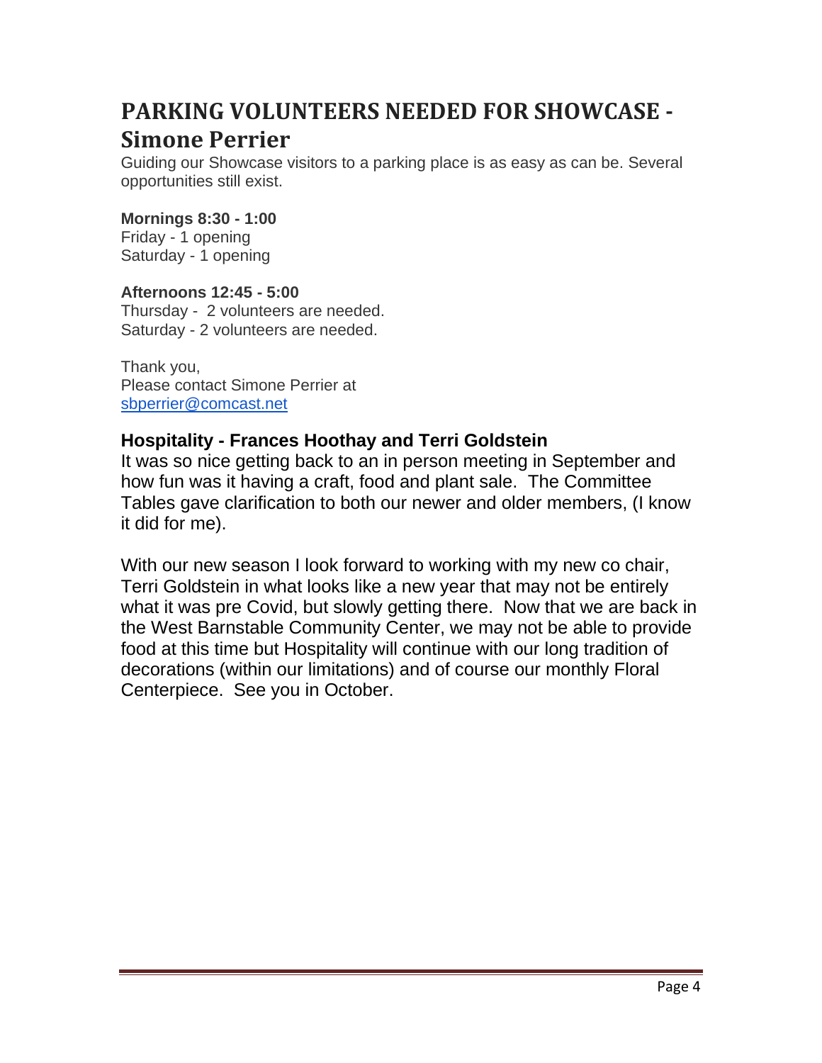# PARKING VOLUNTEERS NEEDED FOR SHOWCASE - Simone Perrier

Guiding our Showcase visitors to a parking place is as easy as can be. Several opportunities still exist.

**Mornings 8:30 - 1:00**
Friday - 1 opening
Saturday - 1 opening

**Afternoons 12:45 - 5:00**
Thursday - 2 volunteers are needed.
Saturday - 2 volunteers are needed.

Thank you,
Please contact Simone Perrier at
sbperrier@comcast.net

## Hospitality - Frances Hoothay and Terri Goldstein

It was so nice getting back to an in person meeting in September and how fun was it having a craft, food and plant sale. The Committee Tables gave clarification to both our newer and older members, (I know it did for me).

With our new season I look forward to working with my new co chair, Terri Goldstein in what looks like a new year that may not be entirely what it was pre Covid, but slowly getting there. Now that we are back in the West Barnstable Community Center, we may not be able to provide food at this time but Hospitality will continue with our long tradition of decorations (within our limitations) and of course our monthly Floral Centerpiece. See you in October.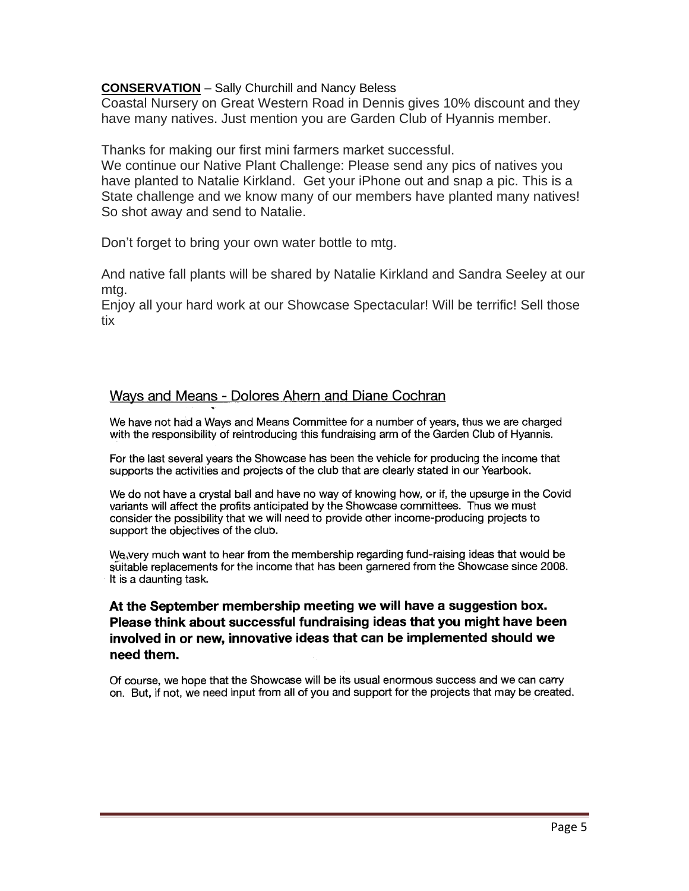**CONSERVATION** – Sally Churchill and Nancy Beless

Coastal Nursery on Great Western Road in Dennis gives 10% discount and they have many natives. Just mention you are Garden Club of Hyannis member.

Thanks for making our first mini farmers market successful.

We continue our Native Plant Challenge: Please send any pics of natives you have planted to Natalie Kirkland. Get your iPhone out and snap a pic. This is a State challenge and we know many of our members have planted many natives! So shot away and send to Natalie.

Don't forget to bring your own water bottle to mtg.

And native fall plants will be shared by Natalie Kirkland and Sandra Seeley at our mtg.

Enjoy all your hard work at our Showcase Spectacular! Will be terrific! Sell those tix

## Ways and Means - Dolores Ahern and Diane Cochran

We have not had a Ways and Means Committee for a number of years, thus we are charged with the responsibility of reintroducing this fundraising arm of the Garden Club of Hyannis.

For the last several years the Showcase has been the vehicle for producing the income that supports the activities and projects of the club that are clearly stated in our Yearbook.

We do not have a crystal ball and have no way of knowing how, or if, the upsurge in the Covid variants will affect the profits anticipated by the Showcase committees. Thus we must consider the possibility that we will need to provide other income-producing projects to support the objectives of the club.

We very much want to hear from the membership regarding fund-raising ideas that would be suitable replacements for the income that has been garnered from the Showcase since 2008. It is a daunting task.

**At the September membership meeting we will have a suggestion box. Please think about successful fundraising ideas that you might have been involved in or new, innovative ideas that can be implemented should we need them.**

Of course, we hope that the Showcase will be its usual enormous success and we can carry on. But, if not, we need input from all of you and support for the projects that may be created.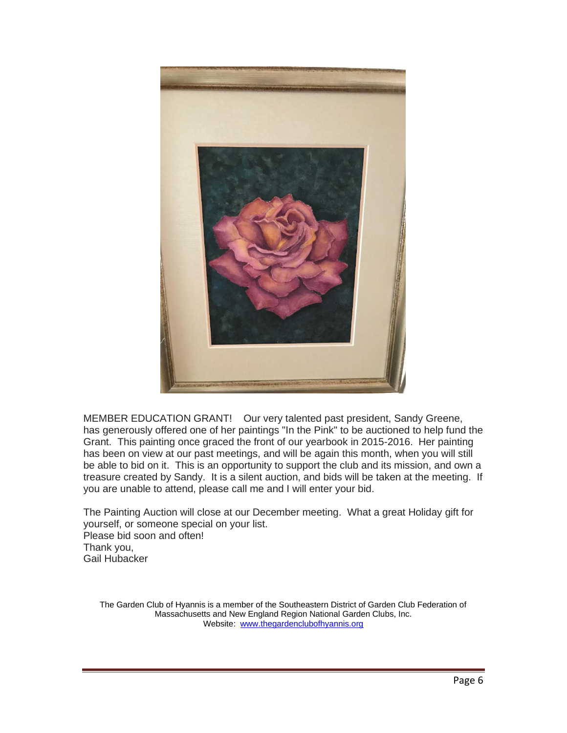MEMBER EDUCATION GRANT! Our very talented past president, Sandy Greene, has generously offered one of her paintings "In the Pink" to be auctioned to help fund the Grant. This painting once graced the front of our yearbook in 2015-2016. Her painting has been on view at our past meetings, and will be again this month, when you will still be able to bid on it. This is an opportunity to support the club and its mission, and own a treasure created by Sandy. It is a silent auction, and bids will be taken at the meeting. If you are unable to attend, please call me and I will enter your bid.

The Painting Auction will close at our December meeting. What a great Holiday gift for yourself, or someone special on your list.
Please bid soon and often!
Thank you,
Gail Hubacker

The Garden Club of Hyannis is a member of the Southeastern District of Garden Club Federation of Massachusetts and New England Region National Garden Clubs, Inc.
Website: [www.thegardenclubofhyannis.org](http://www.thegardenclubofhyannis.org)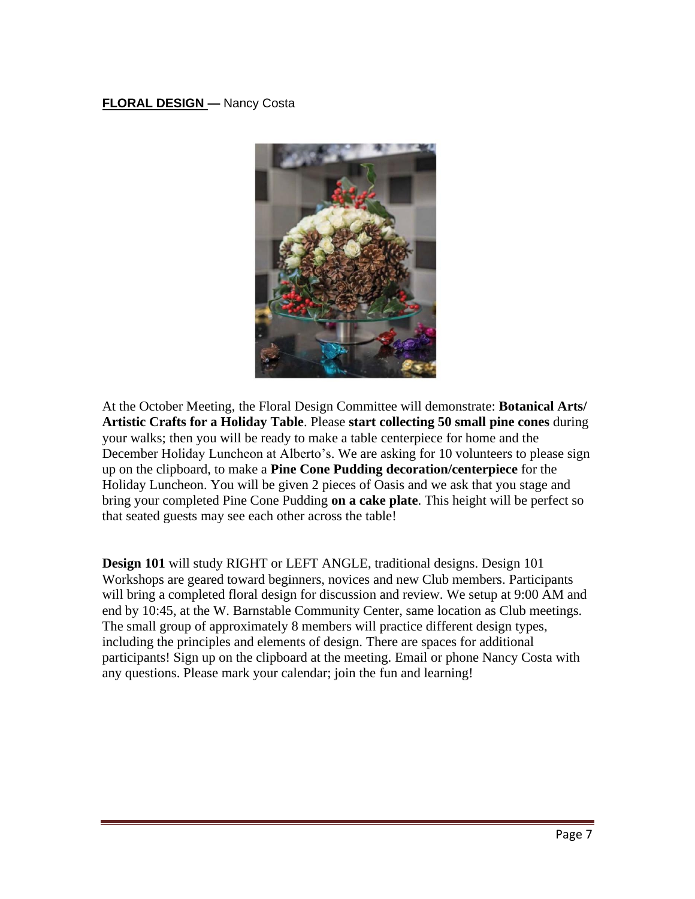**FLORAL DESIGN —** Nancy Costa

At the October Meeting, the Floral Design Committee will demonstrate: **Botanical Arts/ Artistic Crafts for a Holiday Table**. Please **start collecting 50 small pine cones** during your walks; then you will be ready to make a table centerpiece for home and the December Holiday Luncheon at Alberto's. We are asking for 10 volunteers to please sign up on the clipboard, to make a **Pine Cone Pudding decoration/centerpiece** for the Holiday Luncheon. You will be given 2 pieces of Oasis and we ask that you stage and bring your completed Pine Cone Pudding **on a cake plate**. This height will be perfect so that seated guests may see each other across the table!

**Design 101** will study RIGHT or LEFT ANGLE, traditional designs. Design 101 Workshops are geared toward beginners, novices and new Club members. Participants will bring a completed floral design for discussion and review. We setup at 9:00 AM and end by 10:45, at the W. Barnstable Community Center, same location as Club meetings. The small group of approximately 8 members will practice different design types, including the principles and elements of design. There are spaces for additional participants! Sign up on the clipboard at the meeting. Email or phone Nancy Costa with any questions. Please mark your calendar; join the fun and learning!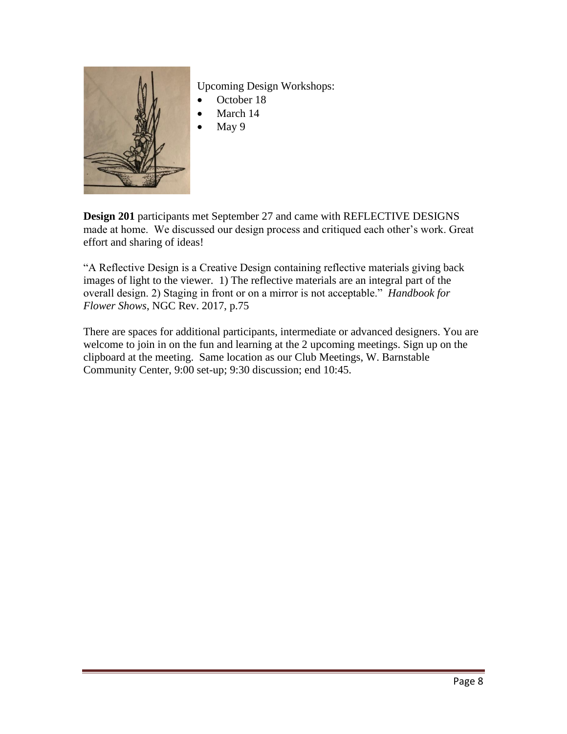Upcoming Design Workshops:

- October 18
- March 14
- May 9

**Design 201** participants met September 27 and came with REFLECTIVE DESIGNS made at home. We discussed our design process and critiqued each other's work. Great effort and sharing of ideas!

"A Reflective Design is a Creative Design containing reflective materials giving back images of light to the viewer. 1) The reflective materials are an integral part of the overall design. 2) Staging in front or on a mirror is not acceptable." *Handbook for Flower Shows*, NGC Rev. 2017, p.75

There are spaces for additional participants, intermediate or advanced designers. You are welcome to join in on the fun and learning at the 2 upcoming meetings. Sign up on the clipboard at the meeting. Same location as our Club Meetings, W. Barnstable Community Center, 9:00 set-up; 9:30 discussion; end 10:45.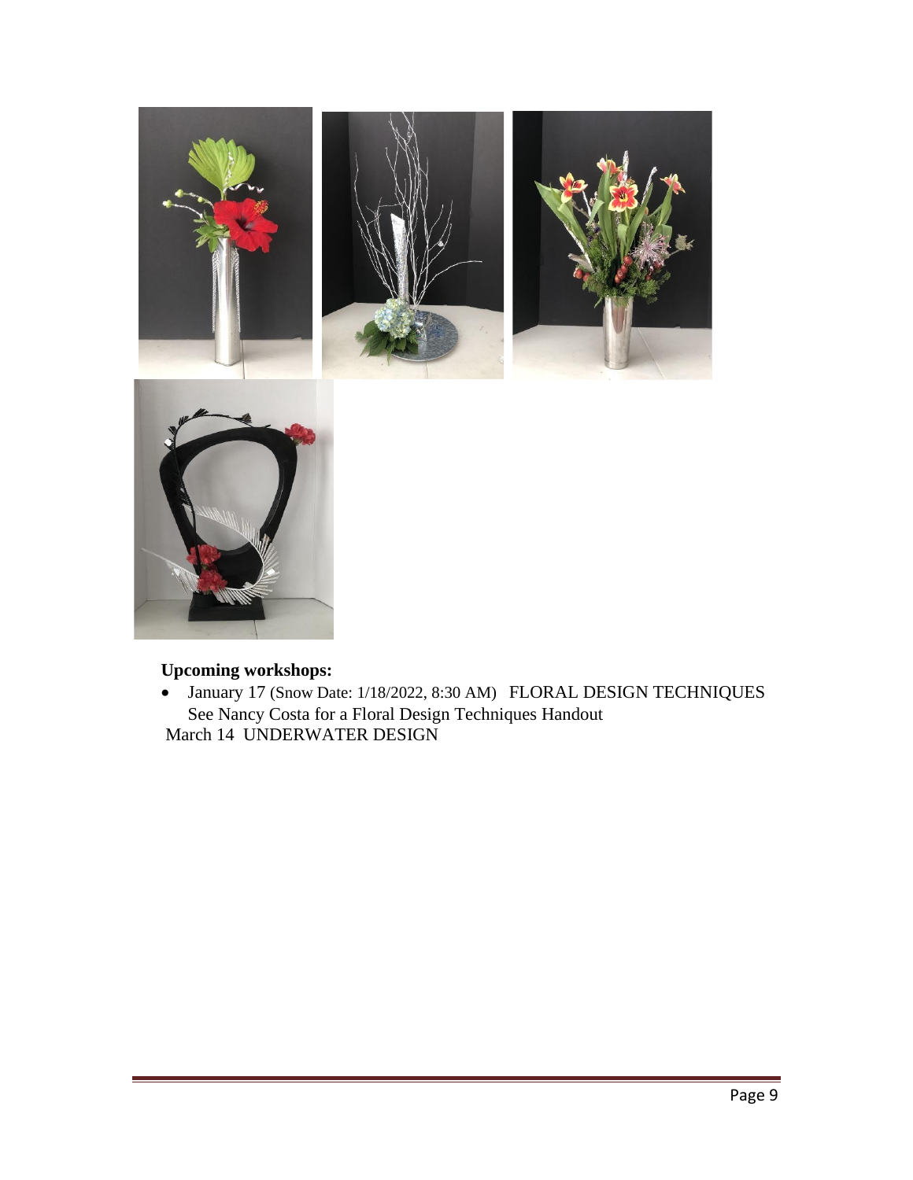**Upcoming workshops:**

- January 17 (Snow Date: 1/18/2022, 8:30 AM) FLORAL DESIGN TECHNIQUES See Nancy Costa for a Floral Design Techniques Handout

March 14 UNDERWATER DESIGN